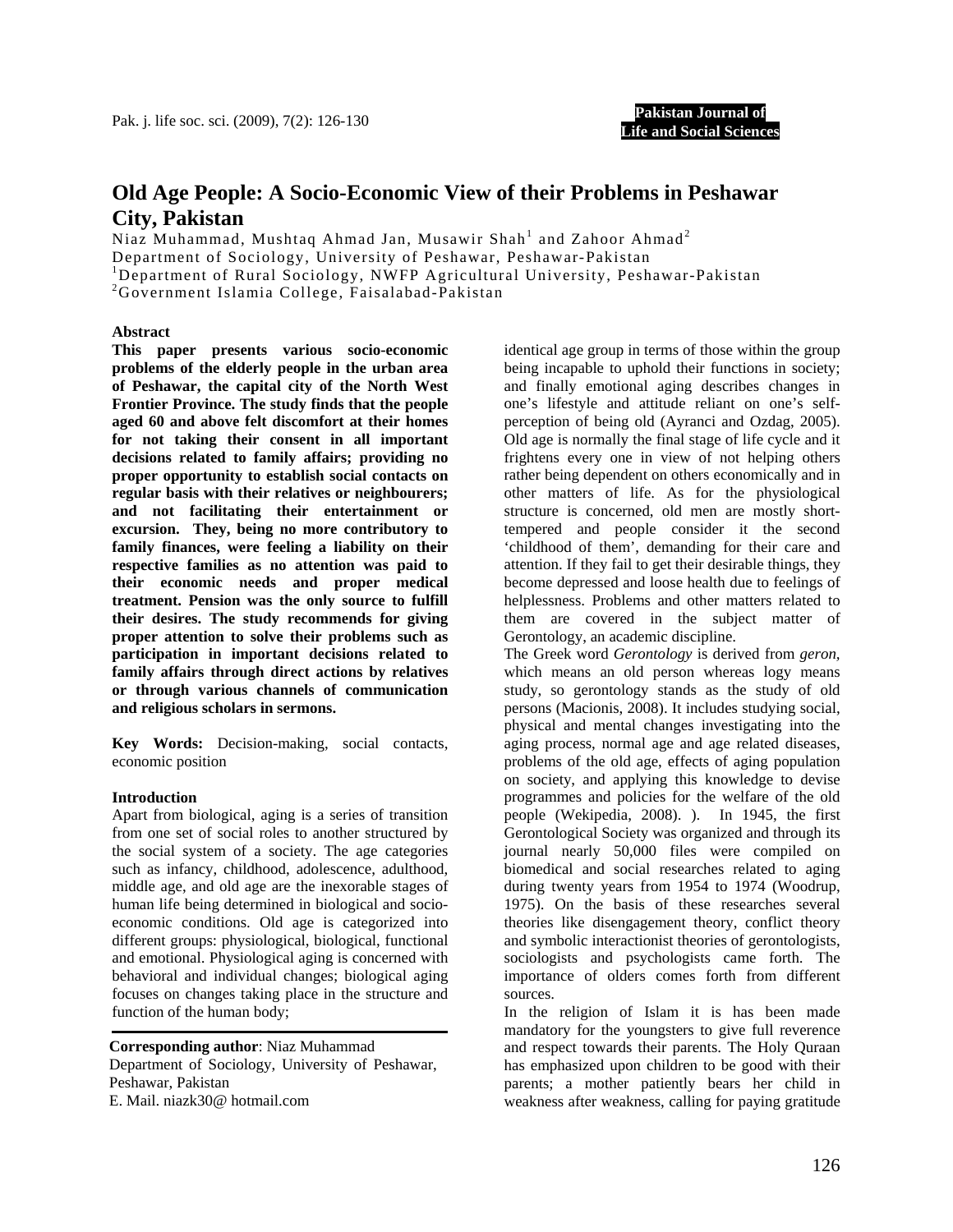# Old Age People: A Socio-Economic View of their Problems in Peshawar City, Pakistan

Niaz Muhammad, Mushtaq Ahmad Jan, Musawir Shah[1] and Zahoor Ahmad[2]

Department of Sociology, University of Peshawar, Peshawar-Pakistan

[1]Department of Rural Sociology, NWFP Agricultural University, Peshawar-Pakistan

[2]Government Islamia College, Faisalabad-Pakistan

## Abstract

**This paper presents various socio-economic problems of the elderly people in the urban area of Peshawar, the capital city of the North West Frontier Province. The study finds that the people aged 60 and above felt discomfort at their homes for not taking their consent in all important decisions related to family affairs; providing no proper opportunity to establish social contacts on regular basis with their relatives or neighbourers; and not facilitating their entertainment or excursion. They, being no more contributory to family finances, were feeling a liability on their respective families as no attention was paid to their economic needs and proper medical treatment. Pension was the only source to fulfill their desires. The study recommends for giving proper attention to solve their problems such as participation in important decisions related to family affairs through direct actions by relatives or through various channels of communication and religious scholars in sermons.**

**Key Words:** Decision-making, social contacts, economic position

## Introduction

Apart from biological, aging is a series of transition from one set of social roles to another structured by the social system of a society. The age categories such as infancy, childhood, adolescence, adulthood, middle age, and old age are the inexorable stages of human life being determined in biological and socio-economic conditions. Old age is categorized into different groups: physiological, biological, functional and emotional. Physiological aging is concerned with behavioral and individual changes; biological aging focuses on changes taking place in the structure and function of the human body; identical age group in terms of those within the group being incapable to uphold their functions in society; and finally emotional aging describes changes in one's lifestyle and attitude reliant on one's self-perception of being old (Ayranci and Ozdag, 2005). Old age is normally the final stage of life cycle and it frightens every one in view of not helping others rather being dependent on others economically and in other matters of life. As for the physiological structure is concerned, old men are mostly short-tempered and people consider it the second 'childhood of them', demanding for their care and attention. If they fail to get their desirable things, they become depressed and loose health due to feelings of helplessness. Problems and other matters related to them are covered in the subject matter of Gerontology, an academic discipline.

The Greek word *Gerontology* is derived from *geron*, which means an old person whereas logy means study, so gerontology stands as the study of old persons (Macionis, 2008). It includes studying social, physical and mental changes investigating into the aging process, normal age and age related diseases, problems of the old age, effects of aging population on society, and applying this knowledge to devise programmes and policies for the welfare of the old people (Wekipedia, 2008). ). In 1945, the first Gerontological Society was organized and through its journal nearly 50,000 files were compiled on biomedical and social researches related to aging during twenty years from 1954 to 1974 (Woodrup, 1975). On the basis of these researches several theories like disengagement theory, conflict theory and symbolic interactionist theories of gerontologists, sociologists and psychologists came forth. The importance of olders comes forth from different sources.

In the religion of Islam it is has been made mandatory for the youngsters to give full reverence and respect towards their parents. The Holy Quraan has emphasized upon children to be good with their parents; a mother patiently bears her child in weakness after weakness, calling for paying gratitude

**Corresponding author**: Niaz Muhammad
Department of Sociology, University of Peshawar, Peshawar, Pakistan
E. Mail. niazk30@ hotmail.com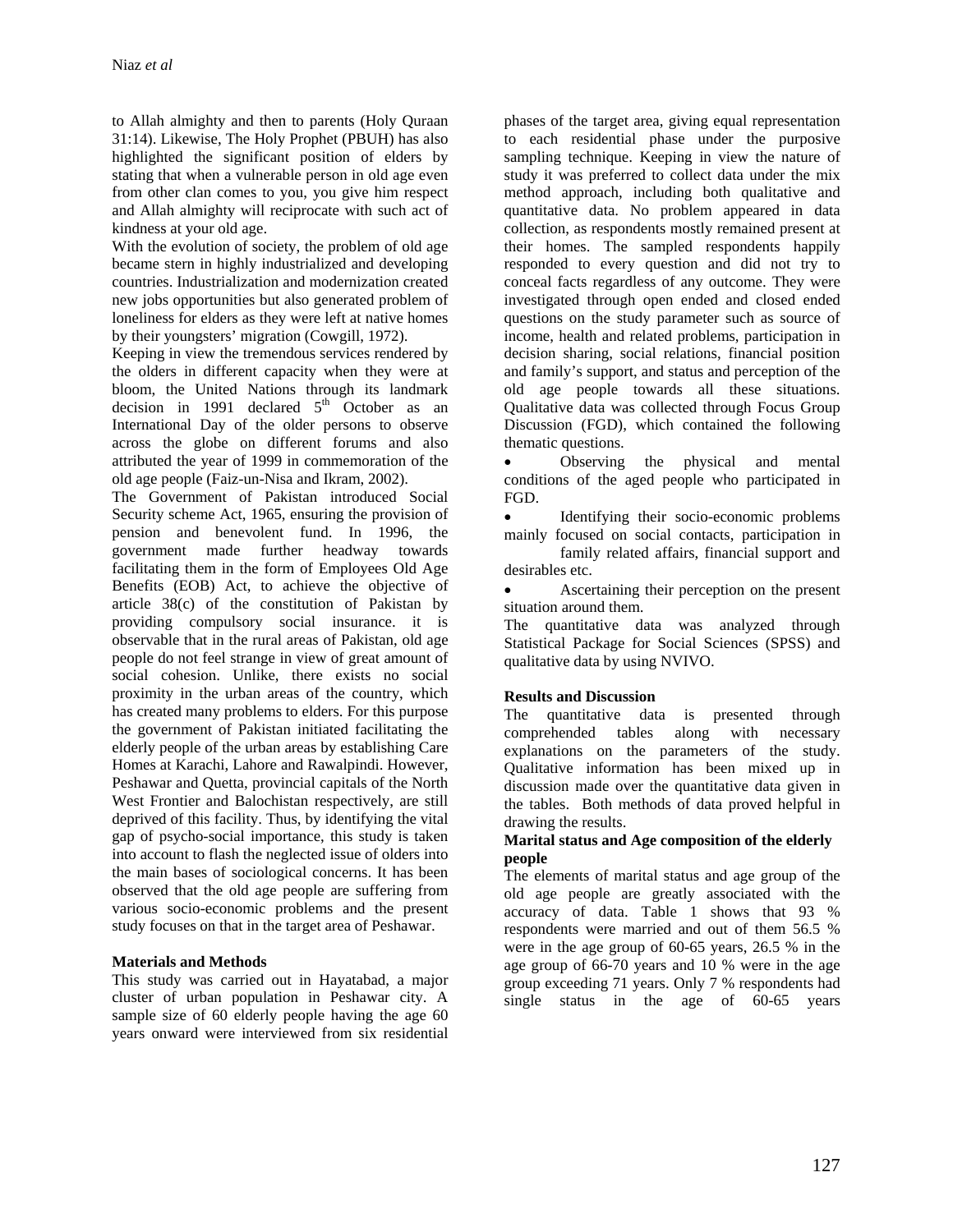to Allah almighty and then to parents (Holy Quraan 31:14). Likewise, The Holy Prophet (PBUH) has also highlighted the significant position of elders by stating that when a vulnerable person in old age even from other clan comes to you, you give him respect and Allah almighty will reciprocate with such act of kindness at your old age.

With the evolution of society, the problem of old age became stern in highly industrialized and developing countries. Industrialization and modernization created new jobs opportunities but also generated problem of loneliness for elders as they were left at native homes by their youngsters' migration (Cowgill, 1972).

Keeping in view the tremendous services rendered by the olders in different capacity when they were at bloom, the United Nations through its landmark decision in 1991 declared 5th October as an International Day of the older persons to observe across the globe on different forums and also attributed the year of 1999 in commemoration of the old age people (Faiz-un-Nisa and Ikram, 2002).

The Government of Pakistan introduced Social Security scheme Act, 1965, ensuring the provision of pension and benevolent fund. In 1996, the government made further headway towards facilitating them in the form of Employees Old Age Benefits (EOB) Act, to achieve the objective of article 38(c) of the constitution of Pakistan by providing compulsory social insurance. it is observable that in the rural areas of Pakistan, old age people do not feel strange in view of great amount of social cohesion. Unlike, there exists no social proximity in the urban areas of the country, which has created many problems to elders. For this purpose the government of Pakistan initiated facilitating the elderly people of the urban areas by establishing Care Homes at Karachi, Lahore and Rawalpindi. However, Peshawar and Quetta, provincial capitals of the North West Frontier and Balochistan respectively, are still deprived of this facility. Thus, by identifying the vital gap of psycho-social importance, this study is taken into account to flash the neglected issue of olders into the main bases of sociological concerns. It has been observed that the old age people are suffering from various socio-economic problems and the present study focuses on that in the target area of Peshawar.

## Materials and Methods

This study was carried out in Hayatabad, a major cluster of urban population in Peshawar city. A sample size of 60 elderly people having the age 60 years onward were interviewed from six residential phases of the target area, giving equal representation to each residential phase under the purposive sampling technique. Keeping in view the nature of study it was preferred to collect data under the mix method approach, including both qualitative and quantitative data. No problem appeared in data collection, as respondents mostly remained present at their homes. The sampled respondents happily responded to every question and did not try to conceal facts regardless of any outcome. They were investigated through open ended and closed ended questions on the study parameter such as source of income, health and related problems, participation in decision sharing, social relations, financial position and family's support, and status and perception of the old age people towards all these situations. Qualitative data was collected through Focus Group Discussion (FGD), which contained the following thematic questions.

- Observing the physical and mental conditions of the aged people who participated in FGD.
- Identifying their socio-economic problems mainly focused on social contacts, participation in family related affairs, financial support and desirables etc.
- Ascertaining their perception on the present situation around them.

The quantitative data was analyzed through Statistical Package for Social Sciences (SPSS) and qualitative data by using NVIVO.

## Results and Discussion

The quantitative data is presented through comprehended tables along with necessary explanations on the parameters of the study. Qualitative information has been mixed up in discussion made over the quantitative data given in the tables. Both methods of data proved helpful in drawing the results.

### Marital status and Age composition of the elderly people

The elements of marital status and age group of the old age people are greatly associated with the accuracy of data. Table 1 shows that 93 % respondents were married and out of them 56.5 % were in the age group of 60-65 years, 26.5 % in the age group of 66-70 years and 10 % were in the age group exceeding 71 years. Only 7 % respondents had single status in the age of 60-65 years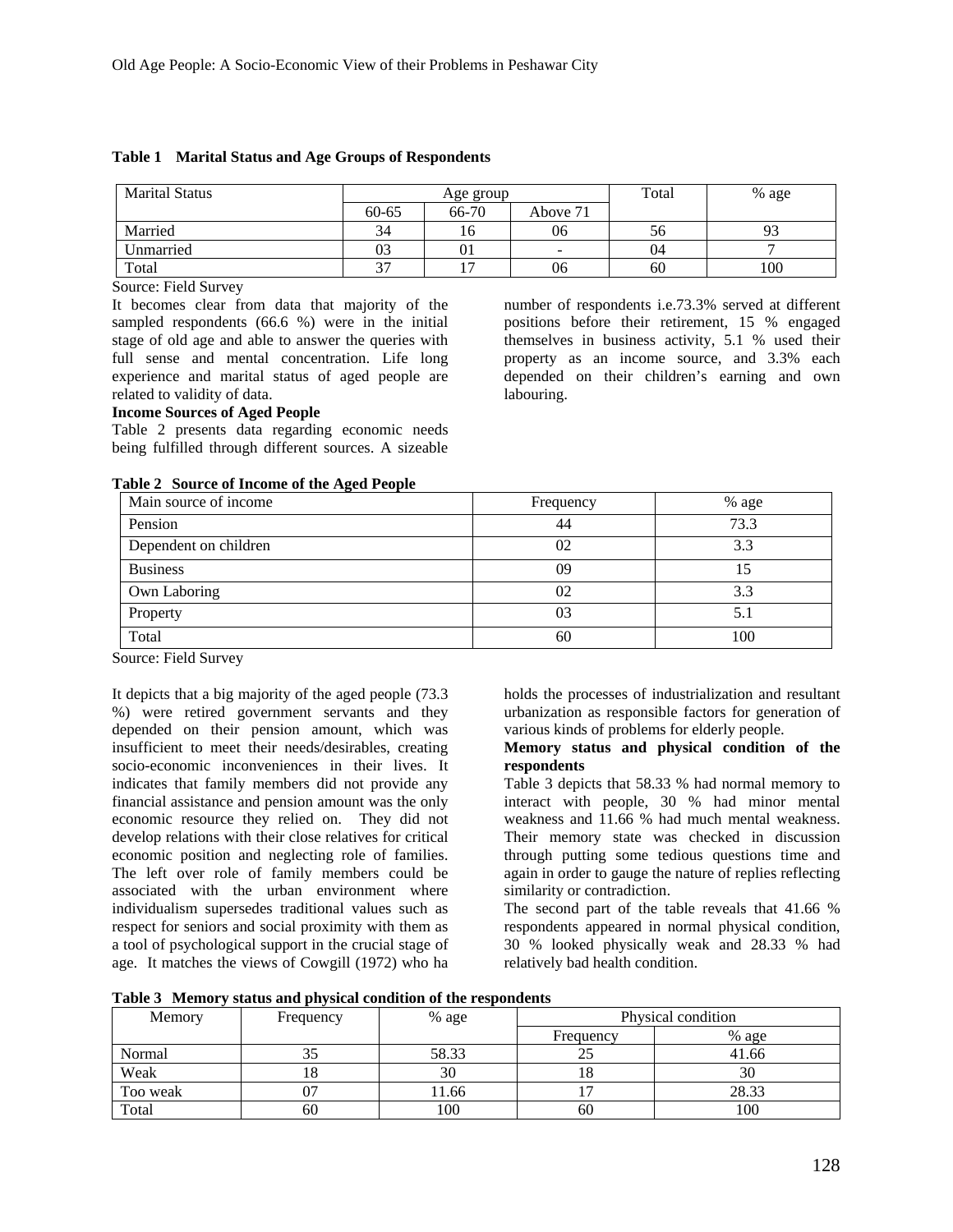**Table 1 Marital Status and Age Groups of Respondents**

| Marital Status | Age group | | | Total | % age |
|---|---|---|---|---|---|
| | 60-65 | 66-70 | Above 71 | | |
| Married | 34 | 16 | 06 | 56 | 93 |
| Unmarried | 03 | 01 | - | 04 | 7 |
| Total | 37 | 17 | 06 | 60 | 100 |

Source: Field Survey

It becomes clear from data that majority of the sampled respondents (66.6 %) were in the initial stage of old age and able to answer the queries with full sense and mental concentration. Life long experience and marital status of aged people are related to validity of data.

**Income Sources of Aged People**

Table 2 presents data regarding economic needs being fulfilled through different sources. A sizeable number of respondents i.e.73.3% served at different positions before their retirement, 15 % engaged themselves in business activity, 5.1 % used their property as an income source, and 3.3% each depended on their children's earning and own labouring.

**Table 2 Source of Income of the Aged People**

| Main source of income | Frequency | % age |
|---|---|---|
| Pension | 44 | 73.3 |
| Dependent on children | 02 | 3.3 |
| Business | 09 | 15 |
| Own Laboring | 02 | 3.3 |
| Property | 03 | 5.1 |
| Total | 60 | 100 |

Source: Field Survey

It depicts that a big majority of the aged people (73.3 %) were retired government servants and they depended on their pension amount, which was insufficient to meet their needs/desirables, creating socio-economic inconveniences in their lives. It indicates that family members did not provide any financial assistance and pension amount was the only economic resource they relied on. They did not develop relations with their close relatives for critical economic position and neglecting role of families. The left over role of family members could be associated with the urban environment where individualism supersedes traditional values such as respect for seniors and social proximity with them as a tool of psychological support in the crucial stage of age. It matches the views of Cowgill (1972) who ha holds the processes of industrialization and resultant urbanization as responsible factors for generation of various kinds of problems for elderly people.

**Memory status and physical condition of the respondents**

Table 3 depicts that 58.33 % had normal memory to interact with people, 30 % had minor mental weakness and 11.66 % had much mental weakness. Their memory state was checked in discussion through putting some tedious questions time and again in order to gauge the nature of replies reflecting similarity or contradiction.

The second part of the table reveals that 41.66 % respondents appeared in normal physical condition, 30 % looked physically weak and 28.33 % had relatively bad health condition.

**Table 3 Memory status and physical condition of the respondents**

| Memory | Frequency | % age | Physical condition | |
|---|---|---|---|---|
| | | | Frequency | % age |
| Normal | 35 | 58.33 | 25 | 41.66 |
| Weak | 18 | 30 | 18 | 30 |
| Too weak | 07 | 11.66 | 17 | 28.33 |
| Total | 60 | 100 | 60 | 100 |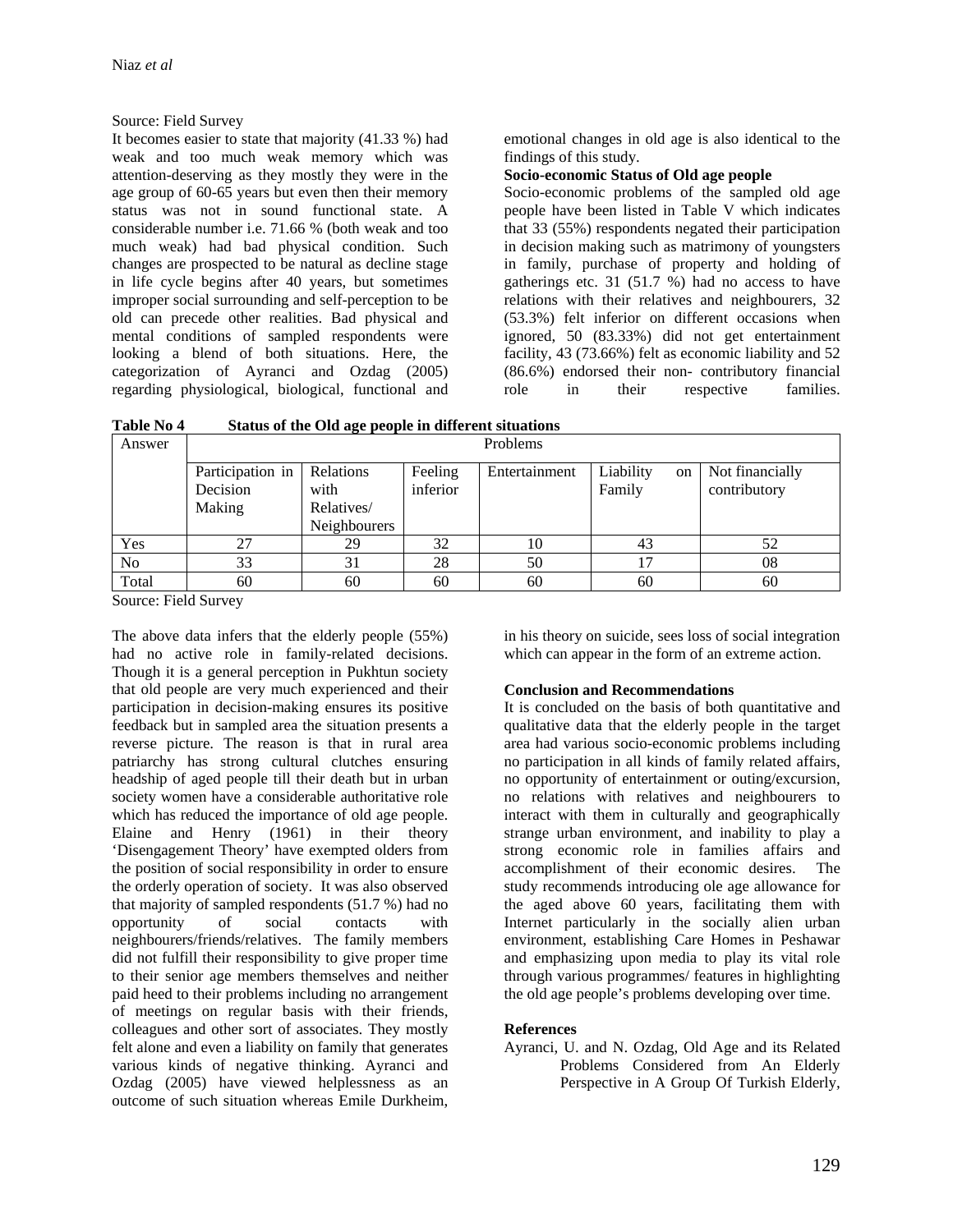Source: Field Survey

It becomes easier to state that majority (41.33 %) had weak and too much weak memory which was attention-deserving as they mostly they were in the age group of 60-65 years but even then their memory status was not in sound functional state. A considerable number i.e. 71.66 % (both weak and too much weak) had bad physical condition. Such changes are prospected to be natural as decline stage in life cycle begins after 40 years, but sometimes improper social surrounding and self-perception to be old can precede other realities. Bad physical and mental conditions of sampled respondents were looking a blend of both situations. Here, the categorization of Ayranci and Ozdag (2005) regarding physiological, biological, functional and emotional changes in old age is also identical to the findings of this study.

**Socio-economic Status of Old age people**

Socio-economic problems of the sampled old age people have been listed in Table V which indicates that 33 (55%) respondents negated their participation in decision making such as matrimony of youngsters in family, purchase of property and holding of gatherings etc. 31 (51.7 %) had no access to have relations with their relatives and neighbourers, 32 (53.3%) felt inferior on different occasions when ignored, 50 (83.33%) did not get entertainment facility, 43 (73.66%) felt as economic liability and 52 (86.6%) endorsed their non- contributory financial role in their respective families.

**Table No 4 Status of the Old age people in different situations**

| Answer | Problems | | | | | |
|---|---|---|---|---|---|---|
| | Participation in Decision Making | Relations with Relatives/ Neighbourers | Feeling inferior | Entertainment | Liability on Family | Not financially contributory |
| Yes | 27 | 29 | 32 | 10 | 43 | 52 |
| No | 33 | 31 | 28 | 50 | 17 | 08 |
| Total | 60 | 60 | 60 | 60 | 60 | 60 |

Source: Field Survey

The above data infers that the elderly people (55%) had no active role in family-related decisions. Though it is a general perception in Pukhtun society that old people are very much experienced and their participation in decision-making ensures its positive feedback but in sampled area the situation presents a reverse picture. The reason is that in rural area patriarchy has strong cultural clutches ensuring headship of aged people till their death but in urban society women have a considerable authoritative role which has reduced the importance of old age people. Elaine and Henry (1961) in their theory 'Disengagement Theory' have exempted olders from the position of social responsibility in order to ensure the orderly operation of society. It was also observed that majority of sampled respondents (51.7 %) had no opportunity of social contacts with neighbourers/friends/relatives. The family members did not fulfill their responsibility to give proper time to their senior age members themselves and neither paid heed to their problems including no arrangement of meetings on regular basis with their friends, colleagues and other sort of associates. They mostly felt alone and even a liability on family that generates various kinds of negative thinking. Ayranci and Ozdag (2005) have viewed helplessness as an outcome of such situation whereas Emile Durkheim, in his theory on suicide, sees loss of social integration which can appear in the form of an extreme action.

**Conclusion and Recommendations**

It is concluded on the basis of both quantitative and qualitative data that the elderly people in the target area had various socio-economic problems including no participation in all kinds of family related affairs, no opportunity of entertainment or outing/excursion, no relations with relatives and neighbourers to interact with them in culturally and geographically strange urban environment, and inability to play a strong economic role in families affairs and accomplishment of their economic desires. The study recommends introducing ole age allowance for the aged above 60 years, facilitating them with Internet particularly in the socially alien urban environment, establishing Care Homes in Peshawar and emphasizing upon media to play its vital role through various programmes/ features in highlighting the old age people's problems developing over time.

**References**

Ayranci, U. and N. Ozdag, Old Age and its Related Problems Considered from An Elderly Perspective in A Group Of Turkish Elderly,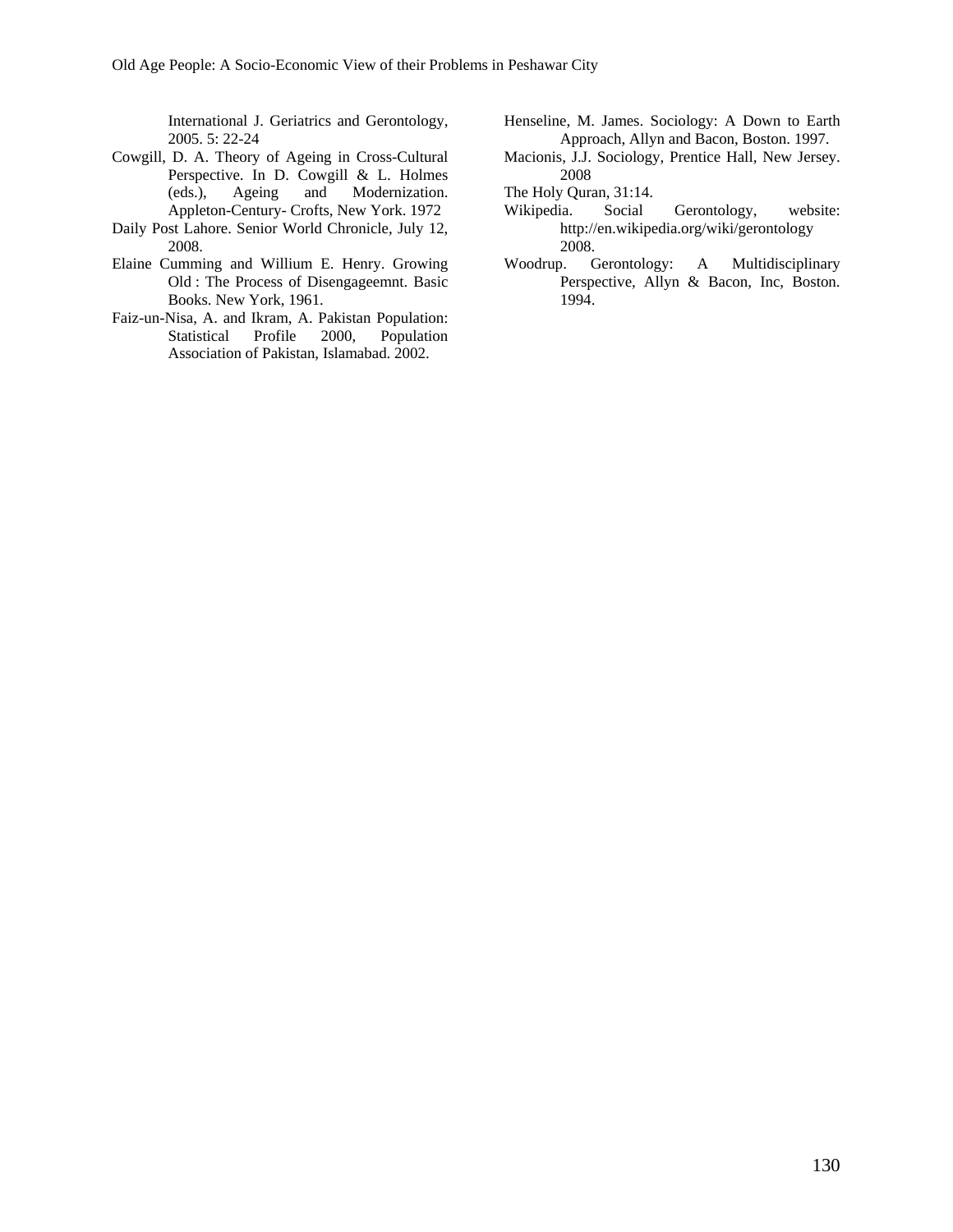International J. Geriatrics and Gerontology, 2005. 5: 22-24

Cowgill, D. A. Theory of Ageing in Cross-Cultural Perspective. In D. Cowgill & L. Holmes (eds.), Ageing and Modernization. Appleton-Century- Crofts, New York. 1972

Daily Post Lahore. Senior World Chronicle, July 12, 2008.

Elaine Cumming and Willium E. Henry. Growing Old : The Process of Disengageemnt. Basic Books. New York, 1961.

Faiz-un-Nisa, A. and Ikram, A. Pakistan Population: Statistical Profile 2000, Population Association of Pakistan, Islamabad. 2002.

Henseline, M. James. Sociology: A Down to Earth Approach, Allyn and Bacon, Boston. 1997.

Macionis, J.J. Sociology, Prentice Hall, New Jersey. 2008

The Holy Quran, 31:14.

Wikipedia. Social Gerontology, website: http://en.wikipedia.org/wiki/gerontology 2008.

Woodrup. Gerontology: A Multidisciplinary Perspective, Allyn & Bacon, Inc, Boston. 1994.